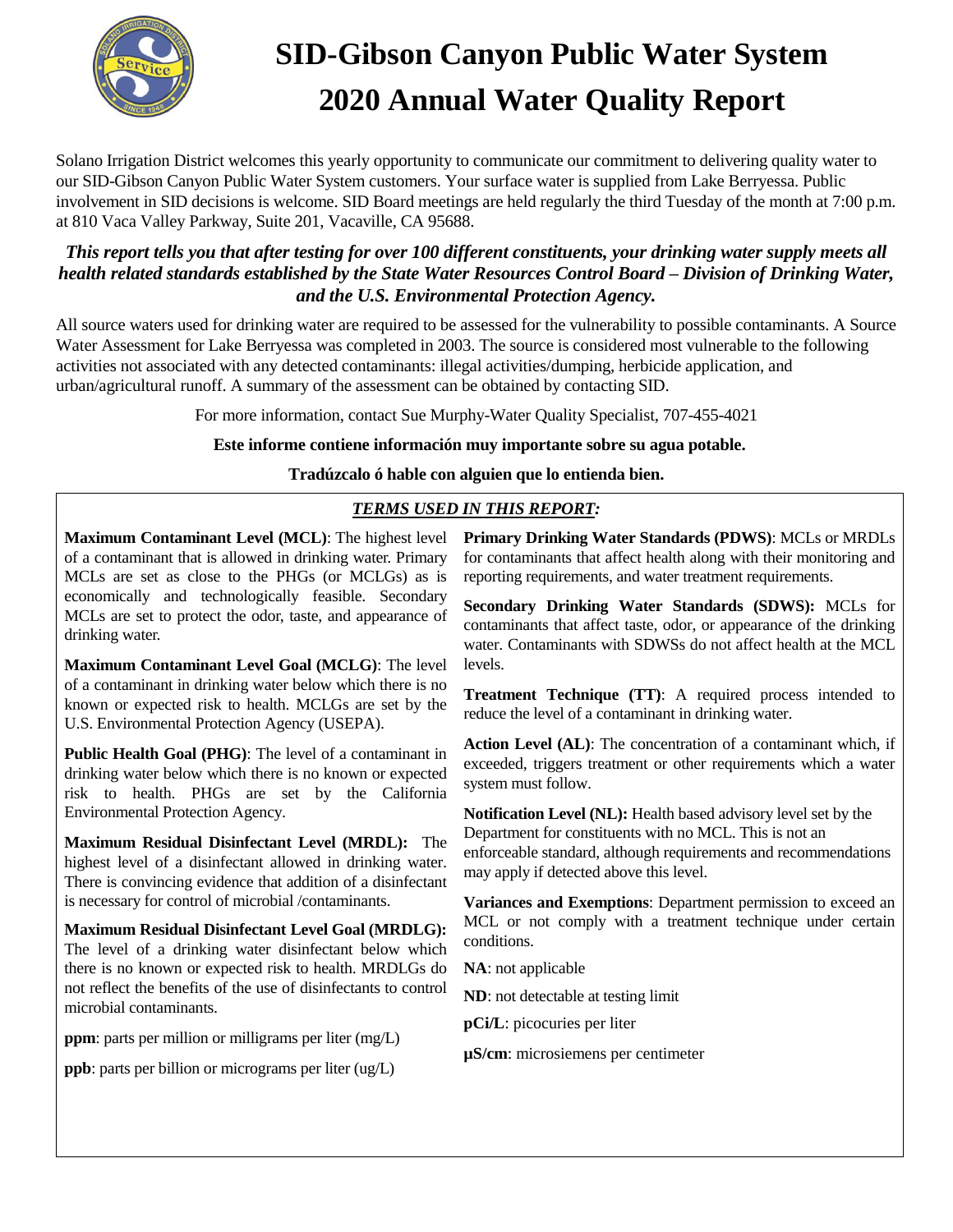# SID-Gibson Canyon Public Water System
# 2020 Annual Water Quality Report

Solano Irrigation District welcomes this yearly opportunity to communicate our commitment to delivering quality water to our SID-Gibson Canyon Public Water System customers. Your surface water is supplied from Lake Berryessa. Public involvement in SID decisions is welcome. SID Board meetings are held regularly the third Tuesday of the month at 7:00 p.m. at 810 Vaca Valley Parkway, Suite 201, Vacaville, CA 95688.

***This report tells you that after testing for over 100 different constituents, your drinking water supply meets all health related standards established by the State Water Resources Control Board – Division of Drinking Water, and the U.S. Environmental Protection Agency.***

All source waters used for drinking water are required to be assessed for the vulnerability to possible contaminants. A Source Water Assessment for Lake Berryessa was completed in 2003. The source is considered most vulnerable to the following activities not associated with any detected contaminants: illegal activities/dumping, herbicide application, and urban/agricultural runoff. A summary of the assessment can be obtained by contacting SID.

For more information, contact Sue Murphy-Water Quality Specialist, 707-455-4021

**Este informe contiene información muy importante sobre su agua potable.**

**Tradúzcalo ó hable con alguien que lo entienda bien.**

## *TERMS USED IN THIS REPORT:*

**Maximum Contaminant Level (MCL)**: The highest level of a contaminant that is allowed in drinking water. Primary MCLs are set as close to the PHGs (or MCLGs) as is economically and technologically feasible. Secondary MCLs are set to protect the odor, taste, and appearance of drinking water.

**Maximum Contaminant Level Goal (MCLG)**: The level of a contaminant in drinking water below which there is no known or expected risk to health. MCLGs are set by the U.S. Environmental Protection Agency (USEPA).

**Public Health Goal (PHG)**: The level of a contaminant in drinking water below which there is no known or expected risk to health. PHGs are set by the California Environmental Protection Agency.

**Maximum Residual Disinfectant Level (MRDL):** The highest level of a disinfectant allowed in drinking water. There is convincing evidence that addition of a disinfectant is necessary for control of microbial /contaminants.

**Maximum Residual Disinfectant Level Goal (MRDLG):** The level of a drinking water disinfectant below which there is no known or expected risk to health. MRDLGs do not reflect the benefits of the use of disinfectants to control microbial contaminants.

**ppm**: parts per million or milligrams per liter (mg/L)

**ppb**: parts per billion or micrograms per liter (ug/L)

**Primary Drinking Water Standards (PDWS)**: MCLs or MRDLs for contaminants that affect health along with their monitoring and reporting requirements, and water treatment requirements.

**Secondary Drinking Water Standards (SDWS):** MCLs for contaminants that affect taste, odor, or appearance of the drinking water. Contaminants with SDWSs do not affect health at the MCL levels.

**Treatment Technique (TT)**: A required process intended to reduce the level of a contaminant in drinking water.

**Action Level (AL)**: The concentration of a contaminant which, if exceeded, triggers treatment or other requirements which a water system must follow.

**Notification Level (NL):** Health based advisory level set by the Department for constituents with no MCL. This is not an enforceable standard, although requirements and recommendations may apply if detected above this level.

**Variances and Exemptions**: Department permission to exceed an MCL or not comply with a treatment technique under certain conditions.

**NA**: not applicable

**ND**: not detectable at testing limit

**pCi/L**: picocuries per liter

**µS/cm**: microsiemens per centimeter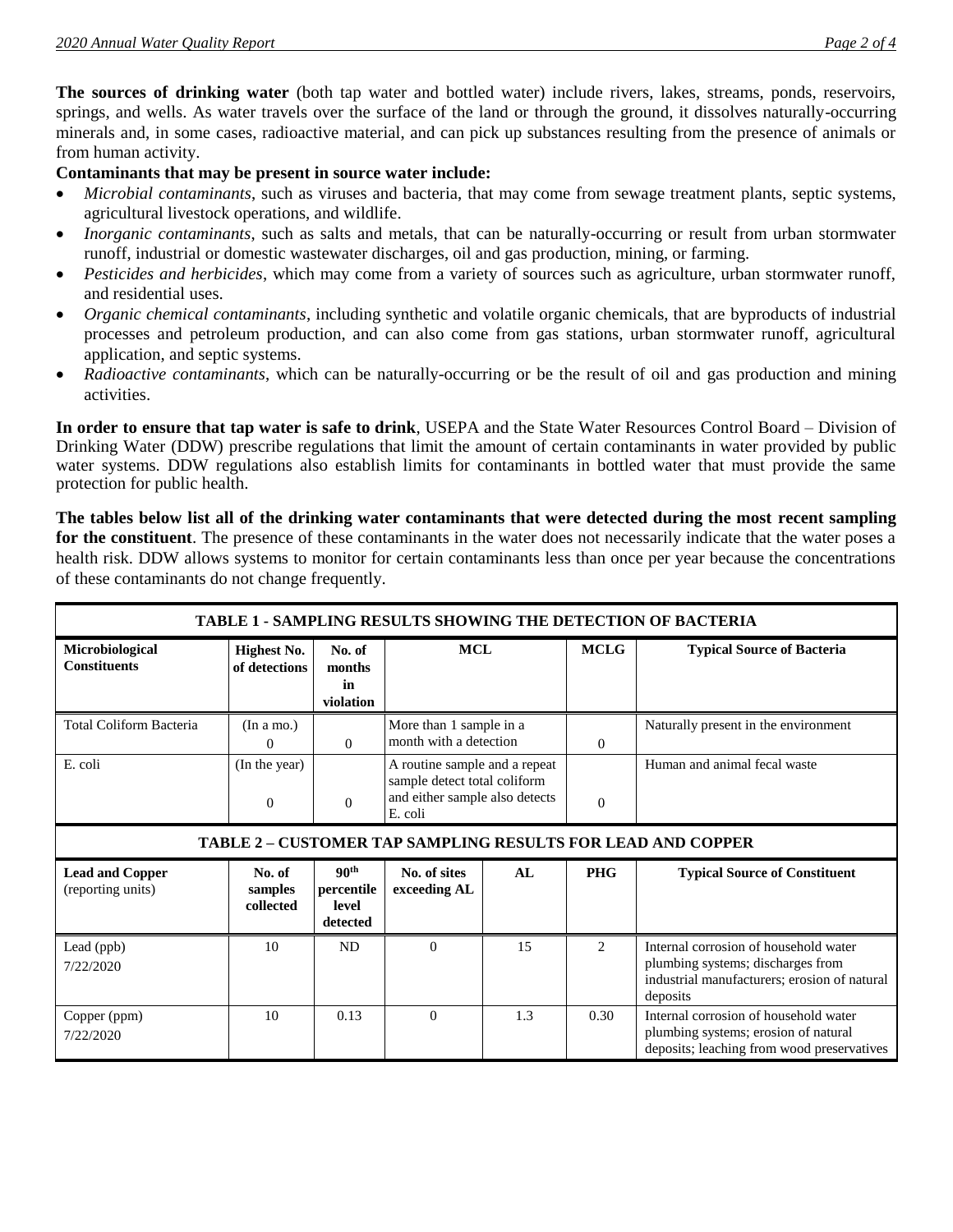**The sources of drinking water** (both tap water and bottled water) include rivers, lakes, streams, ponds, reservoirs, springs, and wells. As water travels over the surface of the land or through the ground, it dissolves naturally-occurring minerals and, in some cases, radioactive material, and can pick up substances resulting from the presence of animals or from human activity.

**Contaminants that may be present in source water include:**

- *Microbial contaminants*, such as viruses and bacteria, that may come from sewage treatment plants, septic systems, agricultural livestock operations, and wildlife.
- *Inorganic contaminants*, such as salts and metals, that can be naturally-occurring or result from urban stormwater runoff, industrial or domestic wastewater discharges, oil and gas production, mining, or farming.
- *Pesticides and herbicides*, which may come from a variety of sources such as agriculture, urban stormwater runoff, and residential uses.
- *Organic chemical contaminants*, including synthetic and volatile organic chemicals, that are byproducts of industrial processes and petroleum production, and can also come from gas stations, urban stormwater runoff, agricultural application, and septic systems.
- *Radioactive contaminants*, which can be naturally-occurring or be the result of oil and gas production and mining activities.

**In order to ensure that tap water is safe to drink**, USEPA and the State Water Resources Control Board – Division of Drinking Water (DDW) prescribe regulations that limit the amount of certain contaminants in water provided by public water systems. DDW regulations also establish limits for contaminants in bottled water that must provide the same protection for public health.

**The tables below list all of the drinking water contaminants that were detected during the most recent sampling for the constituent**. The presence of these contaminants in the water does not necessarily indicate that the water poses a health risk. DDW allows systems to monitor for certain contaminants less than once per year because the concentrations of these contaminants do not change frequently.

**TABLE 1 - SAMPLING RESULTS SHOWING THE DETECTION OF BACTERIA**

| Microbiological Constituents | Highest No. of detections | No. of months in violation | MCL | MCLG | Typical Source of Bacteria |
|---|---|---|---|---|---|
| Total Coliform Bacteria | (In a mo.) 0 | 0 | More than 1 sample in a month with a detection | 0 | Naturally present in the environment |
| E. coli | (In the year) 0 | 0 | A routine sample and a repeat sample detect total coliform and either sample also detects E. coli | 0 | Human and animal fecal waste |

**TABLE 2 – CUSTOMER TAP SAMPLING RESULTS FOR LEAD AND COPPER**

| Lead and Copper (reporting units) | No. of samples collected | 90th percentile level detected | No. of sites exceeding AL | AL | PHG | Typical Source of Constituent |
|---|---|---|---|---|---|---|
| Lead (ppb) 7/22/2020 | 10 | ND | 0 | 15 | 2 | Internal corrosion of household water plumbing systems; discharges from industrial manufacturers; erosion of natural deposits |
| Copper (ppm) 7/22/2020 | 10 | 0.13 | 0 | 1.3 | 0.30 | Internal corrosion of household water plumbing systems; erosion of natural deposits; leaching from wood preservatives |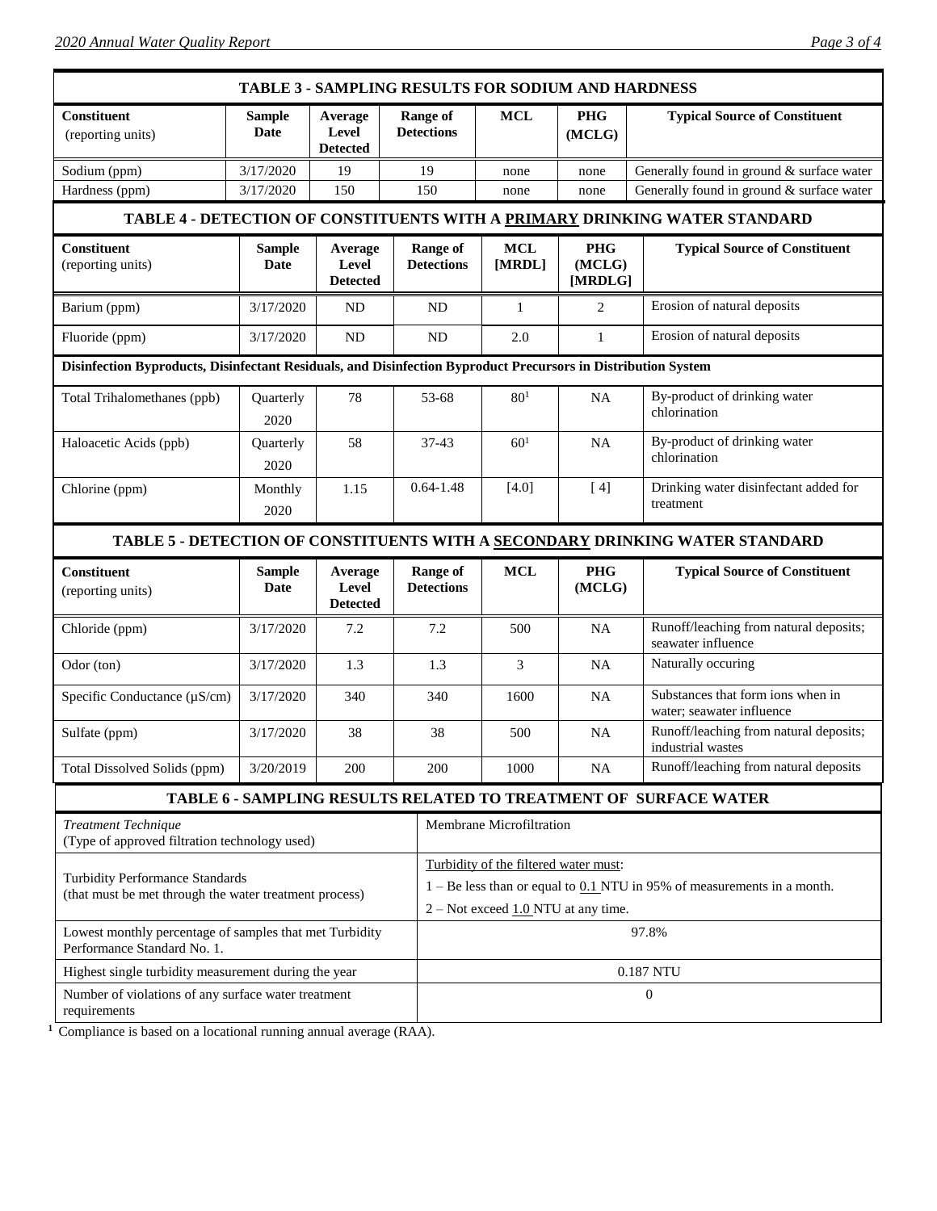## TABLE 3 - SAMPLING RESULTS FOR SODIUM AND HARDNESS

| Constituent (reporting units) | Sample Date | Average Level Detected | Range of Detections | MCL | PHG (MCLG) | Typical Source of Constituent |
|---|---|---|---|---|---|---|
| Sodium (ppm) | 3/17/2020 | 19 | 19 | none | none | Generally found in ground & surface water |
| Hardness (ppm) | 3/17/2020 | 150 | 150 | none | none | Generally found in ground & surface water |

## TABLE 4 - DETECTION OF CONSTITUENTS WITH A PRIMARY DRINKING WATER STANDARD

| Constituent (reporting units) | Sample Date | Average Level Detected | Range of Detections | MCL [MRDL] | PHG (MCLG) [MRDLG] | Typical Source of Constituent |
|---|---|---|---|---|---|---|
| Barium (ppm) | 3/17/2020 | ND | ND | 1 | 2 | Erosion of natural deposits |
| Fluoride (ppm) | 3/17/2020 | ND | ND | 2.0 | 1 | Erosion of natural deposits |
| **Disinfection Byproducts, Disinfectant Residuals, and Disinfection Byproduct Precursors in Distribution System** | | | | | | |
| Total Trihalomethanes (ppb) | Quarterly 2020 | 78 | 53-68 | 80[1] | NA | By-product of drinking water chlorination |
| Haloacetic Acids (ppb) | Quarterly 2020 | 58 | 37-43 | 60[1] | NA | By-product of drinking water chlorination |
| Chlorine (ppm) | Monthly 2020 | 1.15 | 0.64-1.48 | [4.0] | [ 4] | Drinking water disinfectant added for treatment |

## TABLE 5 - DETECTION OF CONSTITUENTS WITH A SECONDARY DRINKING WATER STANDARD

| Constituent (reporting units) | Sample Date | Average Level Detected | Range of Detections | MCL | PHG (MCLG) | Typical Source of Constituent |
|---|---|---|---|---|---|---|
| Chloride (ppm) | 3/17/2020 | 7.2 | 7.2 | 500 | NA | Runoff/leaching from natural deposits; seawater influence |
| Odor (ton) | 3/17/2020 | 1.3 | 1.3 | 3 | NA | Naturally occuring |
| Specific Conductance (µS/cm) | 3/17/2020 | 340 | 340 | 1600 | NA | Substances that form ions when in water; seawater influence |
| Sulfate (ppm) | 3/17/2020 | 38 | 38 | 500 | NA | Runoff/leaching from natural deposits; industrial wastes |
| Total Dissolved Solids (ppm) | 3/20/2019 | 200 | 200 | 1000 | NA | Runoff/leaching from natural deposits |

## TABLE 6 - SAMPLING RESULTS RELATED TO TREATMENT OF SURFACE WATER

| | |
|---|---|
| *Treatment Technique* (Type of approved filtration technology used) | Membrane Microfiltration |
| Turbidity Performance Standards (that must be met through the water treatment process) | Turbidity of the filtered water must: 1 – Be less than or equal to 0.1 NTU in 95% of measurements in a month. 2 – Not exceed 1.0 NTU at any time. |
| Lowest monthly percentage of samples that met Turbidity Performance Standard No. 1. | 97.8% |
| Highest single turbidity measurement during the year | 0.187 NTU |
| Number of violations of any surface water treatment requirements | 0 |

[1] Compliance is based on a locational running annual average (RAA).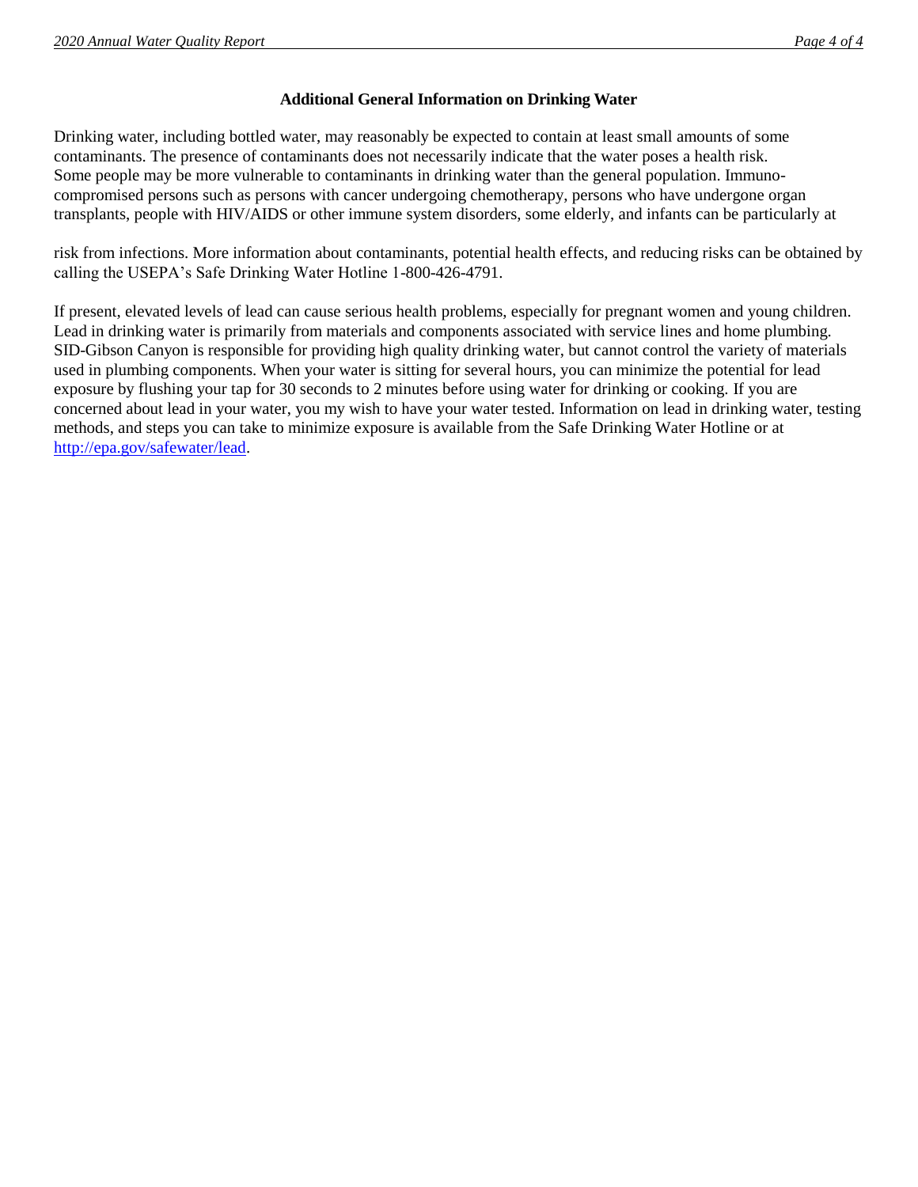### Additional General Information on Drinking Water

Drinking water, including bottled water, may reasonably be expected to contain at least small amounts of some contaminants. The presence of contaminants does not necessarily indicate that the water poses a health risk. Some people may be more vulnerable to contaminants in drinking water than the general population. Immuno-compromised persons such as persons with cancer undergoing chemotherapy, persons who have undergone organ transplants, people with HIV/AIDS or other immune system disorders, some elderly, and infants can be particularly at risk from infections. More information about contaminants, potential health effects, and reducing risks can be obtained by calling the USEPA's Safe Drinking Water Hotline 1-800-426-4791.

If present, elevated levels of lead can cause serious health problems, especially for pregnant women and young children. Lead in drinking water is primarily from materials and components associated with service lines and home plumbing. SID-Gibson Canyon is responsible for providing high quality drinking water, but cannot control the variety of materials used in plumbing components. When your water is sitting for several hours, you can minimize the potential for lead exposure by flushing your tap for 30 seconds to 2 minutes before using water for drinking or cooking. If you are concerned about lead in your water, you my wish to have your water tested. Information on lead in drinking water, testing methods, and steps you can take to minimize exposure is available from the Safe Drinking Water Hotline or at [http://epa.gov/safewater/lead](http://epa.gov/safewater/lead).